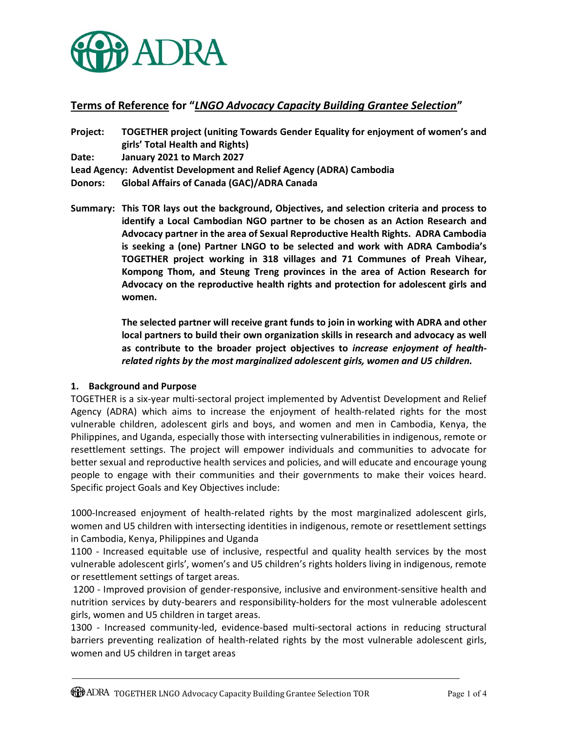ADRA

## Terms of Reference for "*LNGO Advocacy Capacity Building Grantee Selection*"

**Project:** **TOGETHER project (uniting Towards Gender Equality for enjoyment of women's and girls' Total Health and Rights)**

**Date:** **January 2021 to March 2027**

**Lead Agency:** **Adventist Development and Relief Agency (ADRA) Cambodia**

**Donors:** **Global Affairs of Canada (GAC)/ADRA Canada**

**Summary:** **This TOR lays out the background, Objectives, and selection criteria and process to identify a Local Cambodian NGO partner to be chosen as an Action Research and Advocacy partner in the area of Sexual Reproductive Health Rights. ADRA Cambodia is seeking a (one) Partner LNGO to be selected and work with ADRA Cambodia's TOGETHER project working in 318 villages and 71 Communes of Preah Vihear, Kompong Thom, and Steung Treng provinces in the area of Action Research for Advocacy on the reproductive health rights and protection for adolescent girls and women.**

**The selected partner will receive grant funds to join in working with ADRA and other local partners to build their own organization skills in research and advocacy as well as contribute to the broader project objectives to *increase enjoyment of health-related rights by the most marginalized adolescent girls, women and U5 children.***

### 1. Background and Purpose

TOGETHER is a six-year multi-sectoral project implemented by Adventist Development and Relief Agency (ADRA) which aims to increase the enjoyment of health-related rights for the most vulnerable children, adolescent girls and boys, and women and men in Cambodia, Kenya, the Philippines, and Uganda, especially those with intersecting vulnerabilities in indigenous, remote or resettlement settings. The project will empower individuals and communities to advocate for better sexual and reproductive health services and policies, and will educate and encourage young people to engage with their communities and their governments to make their voices heard. Specific project Goals and Key Objectives include:

1000-Increased enjoyment of health-related rights by the most marginalized adolescent girls, women and U5 children with intersecting identities in indigenous, remote or resettlement settings in Cambodia, Kenya, Philippines and Uganda

1100 - Increased equitable use of inclusive, respectful and quality health services by the most vulnerable adolescent girls', women's and U5 children's rights holders living in indigenous, remote or resettlement settings of target areas.

1200 - Improved provision of gender-responsive, inclusive and environment-sensitive health and nutrition services by duty-bearers and responsibility-holders for the most vulnerable adolescent girls, women and U5 children in target areas.

1300 - Increased community-led, evidence-based multi-sectoral actions in reducing structural barriers preventing realization of health-related rights by the most vulnerable adolescent girls, women and U5 children in target areas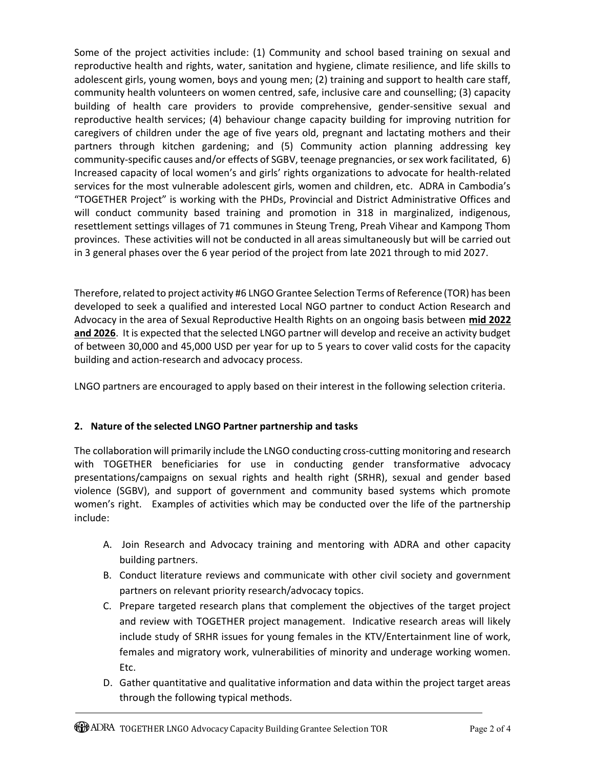Some of the project activities include: (1) Community and school based training on sexual and reproductive health and rights, water, sanitation and hygiene, climate resilience, and life skills to adolescent girls, young women, boys and young men; (2) training and support to health care staff, community health volunteers on women centred, safe, inclusive care and counselling; (3) capacity building of health care providers to provide comprehensive, gender-sensitive sexual and reproductive health services; (4) behaviour change capacity building for improving nutrition for caregivers of children under the age of five years old, pregnant and lactating mothers and their partners through kitchen gardening; and (5) Community action planning addressing key community-specific causes and/or effects of SGBV, teenage pregnancies, or sex work facilitated, 6) Increased capacity of local women's and girls' rights organizations to advocate for health-related services for the most vulnerable adolescent girls, women and children, etc. ADRA in Cambodia's "TOGETHER Project" is working with the PHDs, Provincial and District Administrative Offices and will conduct community based training and promotion in 318 in marginalized, indigenous, resettlement settings villages of 71 communes in Steung Treng, Preah Vihear and Kampong Thom provinces. These activities will not be conducted in all areas simultaneously but will be carried out in 3 general phases over the 6 year period of the project from late 2021 through to mid 2027.

Therefore, related to project activity #6 LNGO Grantee Selection Terms of Reference (TOR) has been developed to seek a qualified and interested Local NGO partner to conduct Action Research and Advocacy in the area of Sexual Reproductive Health Rights on an ongoing basis between **mid 2022 and 2026**. It is expected that the selected LNGO partner will develop and receive an activity budget of between 30,000 and 45,000 USD per year for up to 5 years to cover valid costs for the capacity building and action-research and advocacy process.

LNGO partners are encouraged to apply based on their interest in the following selection criteria.

## 2. Nature of the selected LNGO Partner partnership and tasks

The collaboration will primarily include the LNGO conducting cross-cutting monitoring and research with TOGETHER beneficiaries for use in conducting gender transformative advocacy presentations/campaigns on sexual rights and health right (SRHR), sexual and gender based violence (SGBV), and support of government and community based systems which promote women's right. Examples of activities which may be conducted over the life of the partnership include:

A. Join Research and Advocacy training and mentoring with ADRA and other capacity building partners.
B. Conduct literature reviews and communicate with other civil society and government partners on relevant priority research/advocacy topics.
C. Prepare targeted research plans that complement the objectives of the target project and review with TOGETHER project management. Indicative research areas will likely include study of SRHR issues for young females in the KTV/Entertainment line of work, females and migratory work, vulnerabilities of minority and underage working women. Etc.
D. Gather quantitative and qualitative information and data within the project target areas through the following typical methods.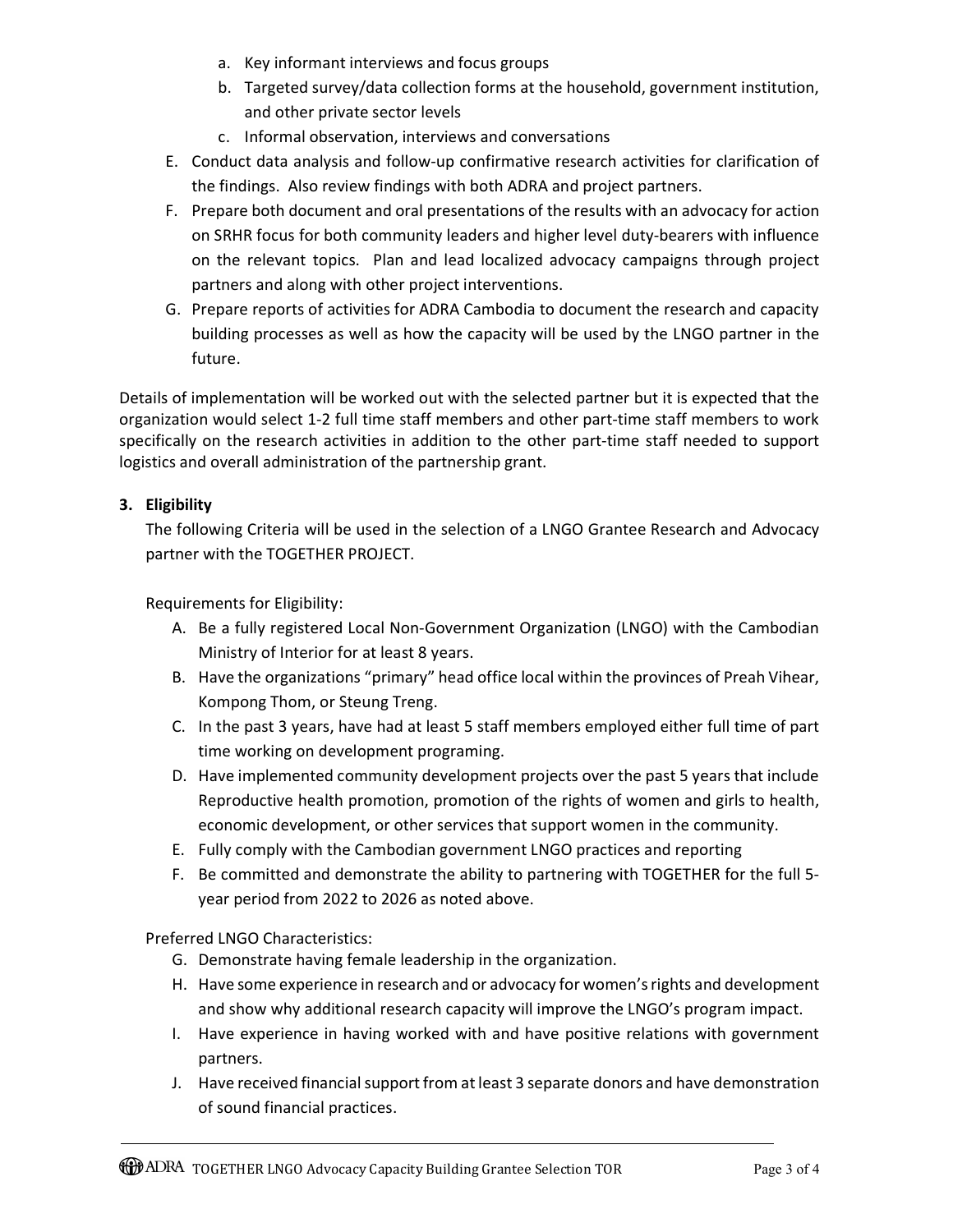a. Key informant interviews and focus groups
   b. Targeted survey/data collection forms at the household, government institution, and other private sector levels
   c. Informal observation, interviews and conversations

E. Conduct data analysis and follow-up confirmative research activities for clarification of the findings. Also review findings with both ADRA and project partners.

F. Prepare both document and oral presentations of the results with an advocacy for action on SRHR focus for both community leaders and higher level duty-bearers with influence on the relevant topics. Plan and lead localized advocacy campaigns through project partners and along with other project interventions.

G. Prepare reports of activities for ADRA Cambodia to document the research and capacity building processes as well as how the capacity will be used by the LNGO partner in the future.

Details of implementation will be worked out with the selected partner but it is expected that the organization would select 1-2 full time staff members and other part-time staff members to work specifically on the research activities in addition to the other part-time staff needed to support logistics and overall administration of the partnership grant.

**3. Eligibility**

The following Criteria will be used in the selection of a LNGO Grantee Research and Advocacy partner with the TOGETHER PROJECT.

Requirements for Eligibility:

A. Be a fully registered Local Non-Government Organization (LNGO) with the Cambodian Ministry of Interior for at least 8 years.

B. Have the organizations "primary" head office local within the provinces of Preah Vihear, Kompong Thom, or Steung Treng.

C. In the past 3 years, have had at least 5 staff members employed either full time of part time working on development programing.

D. Have implemented community development projects over the past 5 years that include Reproductive health promotion, promotion of the rights of women and girls to health, economic development, or other services that support women in the community.

E. Fully comply with the Cambodian government LNGO practices and reporting

F. Be committed and demonstrate the ability to partnering with TOGETHER for the full 5-year period from 2022 to 2026 as noted above.

Preferred LNGO Characteristics:

G. Demonstrate having female leadership in the organization.

H. Have some experience in research and or advocacy for women's rights and development and show why additional research capacity will improve the LNGO's program impact.

I. Have experience in having worked with and have positive relations with government partners.

J. Have received financial support from at least 3 separate donors and have demonstration of sound financial practices.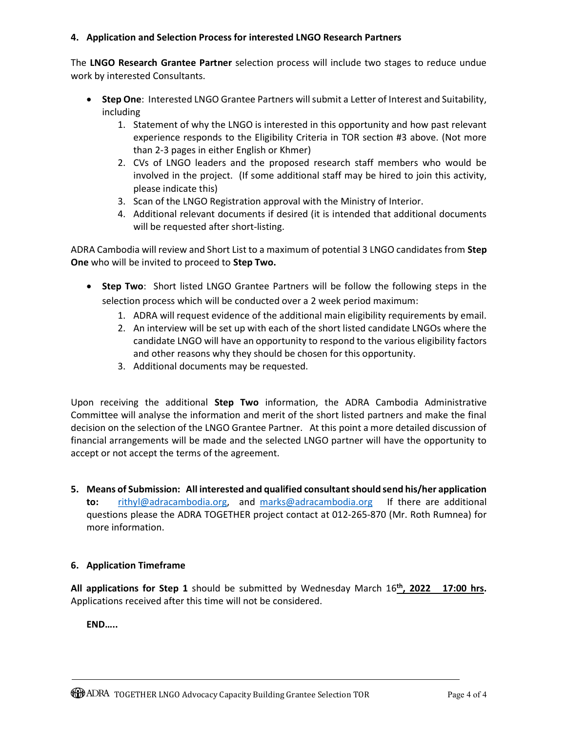## 4. Application and Selection Process for interested LNGO Research Partners

The **LNGO Research Grantee Partner** selection process will include two stages to reduce undue work by interested Consultants.

- **Step One**: Interested LNGO Grantee Partners will submit a Letter of Interest and Suitability, including
  1. Statement of why the LNGO is interested in this opportunity and how past relevant experience responds to the Eligibility Criteria in TOR section #3 above. (Not more than 2-3 pages in either English or Khmer)
  2. CVs of LNGO leaders and the proposed research staff members who would be involved in the project. (If some additional staff may be hired to join this activity, please indicate this)
  3. Scan of the LNGO Registration approval with the Ministry of Interior.
  4. Additional relevant documents if desired (it is intended that additional documents will be requested after short-listing.

ADRA Cambodia will review and Short List to a maximum of potential 3 LNGO candidates from **Step One** who will be invited to proceed to **Step Two.**

- **Step Two**: Short listed LNGO Grantee Partners will be follow the following steps in the selection process which will be conducted over a 2 week period maximum:
  1. ADRA will request evidence of the additional main eligibility requirements by email.
  2. An interview will be set up with each of the short listed candidate LNGOs where the candidate LNGO will have an opportunity to respond to the various eligibility factors and other reasons why they should be chosen for this opportunity.
  3. Additional documents may be requested.

Upon receiving the additional **Step Two** information, the ADRA Cambodia Administrative Committee will analyse the information and merit of the short listed partners and make the final decision on the selection of the LNGO Grantee Partner. At this point a more detailed discussion of financial arrangements will be made and the selected LNGO partner will have the opportunity to accept or not accept the terms of the agreement.

## 5. Means of Submission: All interested and qualified consultant should send his/her application to:

rithyl@adracambodia.org, and marks@adracambodia.org If there are additional questions please the ADRA TOGETHER project contact at 012-265-870 (Mr. Roth Rumnea) for more information.

## 6. Application Timeframe

**All applications for Step 1** should be submitted by Wednesday March 16th**, 2022 17:00 hrs.** Applications received after this time will not be considered.

**END…..**